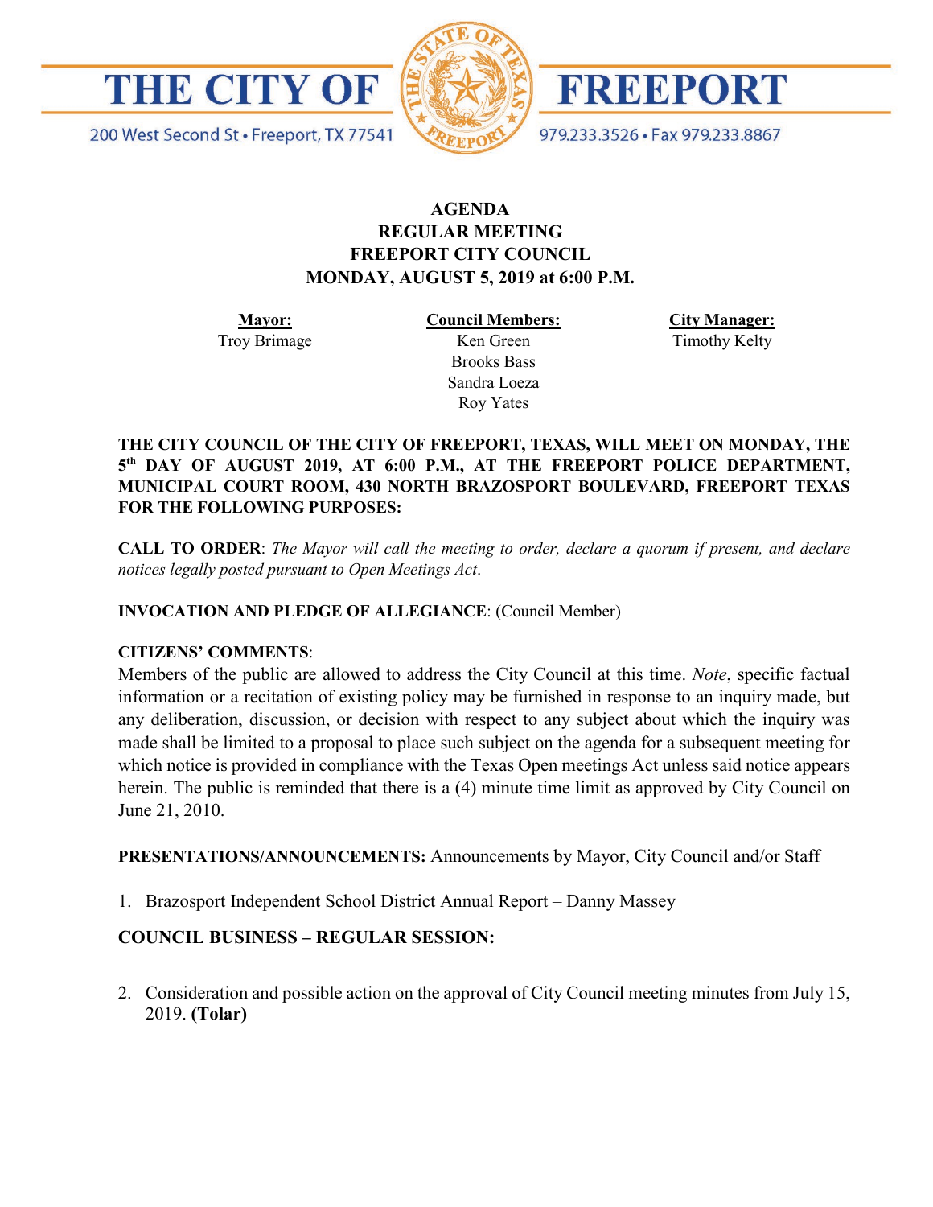# THE CITY OF FREEPORT

200 West Second St • Freeport, TX 77541

979.233.3526 • Fax 979.233.8867

## AGENDA
## REGULAR MEETING
## FREEPORT CITY COUNCIL
## MONDAY, AUGUST 5, 2019 at 6:00 P.M.

| **Mayor:** | **Council Members:** | **City Manager:** |
|---|---|---|
| Troy Brimage | Ken Green | Timothy Kelty |
| | Brooks Bass | |
| | Sandra Loeza | |
| | Roy Yates | |

**THE CITY COUNCIL OF THE CITY OF FREEPORT, TEXAS, WILL MEET ON MONDAY, THE 5th DAY OF AUGUST 2019, AT 6:00 P.M., AT THE FREEPORT POLICE DEPARTMENT, MUNICIPAL COURT ROOM, 430 NORTH BRAZOSPORT BOULEVARD, FREEPORT TEXAS FOR THE FOLLOWING PURPOSES:**

**CALL TO ORDER**: *The Mayor will call the meeting to order, declare a quorum if present, and declare notices legally posted pursuant to Open Meetings Act*.

**INVOCATION AND PLEDGE OF ALLEGIANCE**: (Council Member)

**CITIZENS' COMMENTS**:
Members of the public are allowed to address the City Council at this time. *Note*, specific factual information or a recitation of existing policy may be furnished in response to an inquiry made, but any deliberation, discussion, or decision with respect to any subject about which the inquiry was made shall be limited to a proposal to place such subject on the agenda for a subsequent meeting for which notice is provided in compliance with the Texas Open meetings Act unless said notice appears herein. The public is reminded that there is a (4) minute time limit as approved by City Council on June 21, 2010.

**PRESENTATIONS/ANNOUNCEMENTS:** Announcements by Mayor, City Council and/or Staff

1. Brazosport Independent School District Annual Report – Danny Massey

**COUNCIL BUSINESS – REGULAR SESSION:**

2. Consideration and possible action on the approval of City Council meeting minutes from July 15, 2019. **(Tolar)**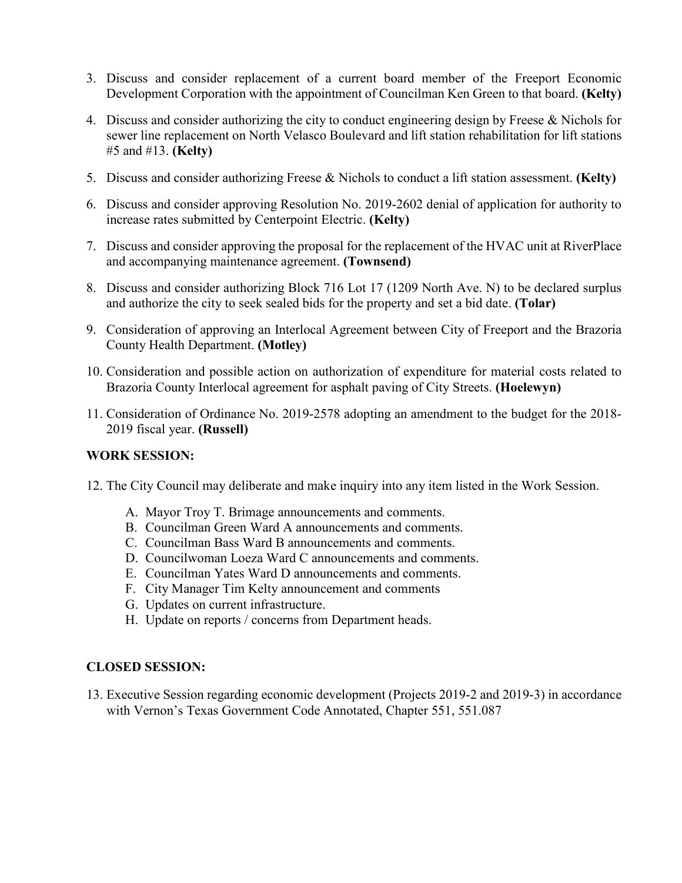3. Discuss and consider replacement of a current board member of the Freeport Economic Development Corporation with the appointment of Councilman Ken Green to that board. **(Kelty)**

4. Discuss and consider authorizing the city to conduct engineering design by Freese & Nichols for sewer line replacement on North Velasco Boulevard and lift station rehabilitation for lift stations #5 and #13. **(Kelty)**

5. Discuss and consider authorizing Freese & Nichols to conduct a lift station assessment. **(Kelty)**

6. Discuss and consider approving Resolution No. 2019-2602 denial of application for authority to increase rates submitted by Centerpoint Electric. **(Kelty)**

7. Discuss and consider approving the proposal for the replacement of the HVAC unit at RiverPlace and accompanying maintenance agreement. **(Townsend)**

8. Discuss and consider authorizing Block 716 Lot 17 (1209 North Ave. N) to be declared surplus and authorize the city to seek sealed bids for the property and set a bid date. **(Tolar)**

9. Consideration of approving an Interlocal Agreement between City of Freeport and the Brazoria County Health Department. **(Motley)**

10. Consideration and possible action on authorization of expenditure for material costs related to Brazoria County Interlocal agreement for asphalt paving of City Streets. **(Hoelewyn)**

11. Consideration of Ordinance No. 2019-2578 adopting an amendment to the budget for the 2018-2019 fiscal year. **(Russell)**

**WORK SESSION:**

12. The City Council may deliberate and make inquiry into any item listed in the Work Session.

    A. Mayor Troy T. Brimage announcements and comments.
    B. Councilman Green Ward A announcements and comments.
    C. Councilman Bass Ward B announcements and comments.
    D. Councilwoman Loeza Ward C announcements and comments.
    E. Councilman Yates Ward D announcements and comments.
    F. City Manager Tim Kelty announcement and comments
    G. Updates on current infrastructure.
    H. Update on reports / concerns from Department heads.

**CLOSED SESSION:**

13. Executive Session regarding economic development (Projects 2019-2 and 2019-3) in accordance with Vernon's Texas Government Code Annotated, Chapter 551, 551.087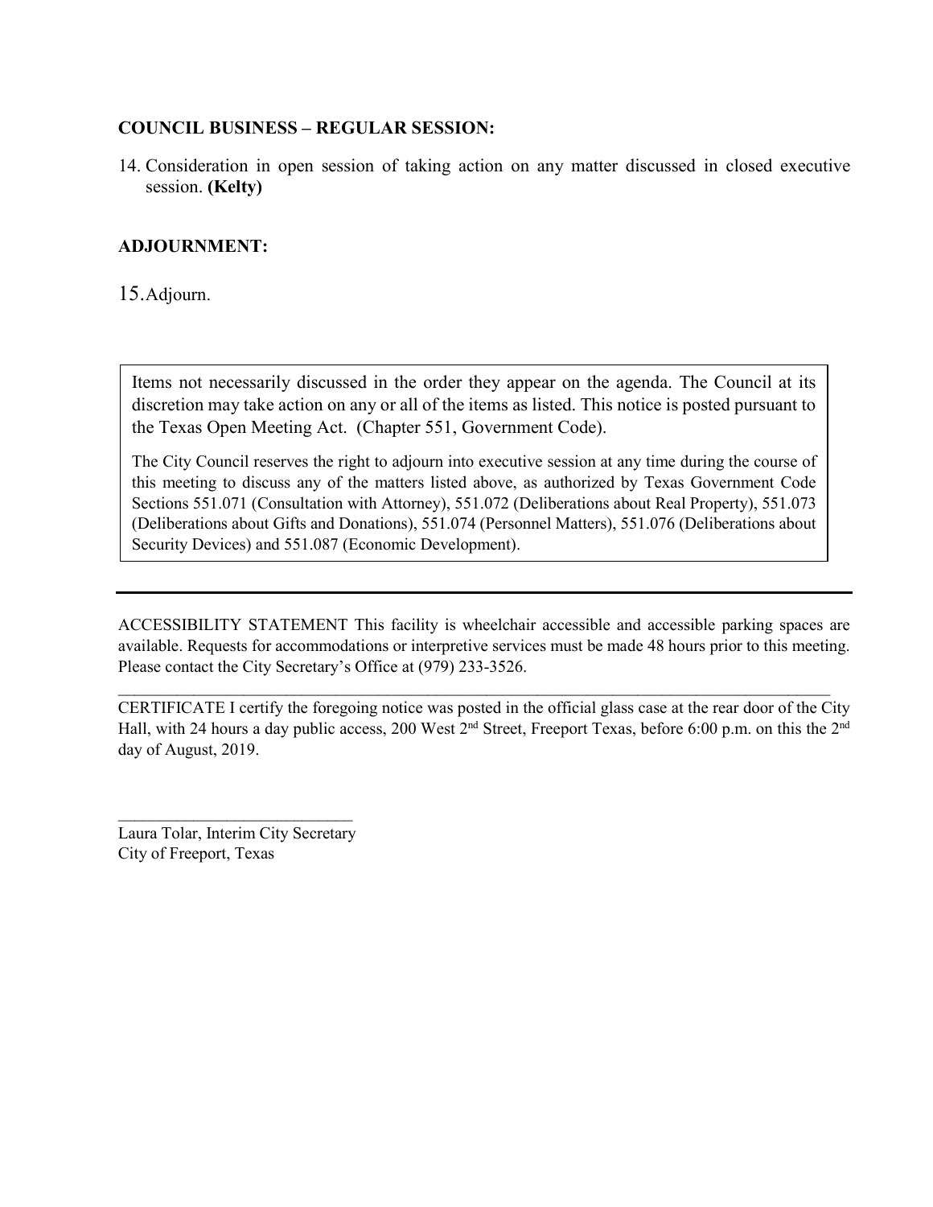**COUNCIL BUSINESS – REGULAR SESSION:**

14. Consideration in open session of taking action on any matter discussed in closed executive session. **(Kelty)**

**ADJOURNMENT:**

15. Adjourn.

Items not necessarily discussed in the order they appear on the agenda. The Council at its discretion may take action on any or all of the items as listed. This notice is posted pursuant to the Texas Open Meeting Act. (Chapter 551, Government Code).

The City Council reserves the right to adjourn into executive session at any time during the course of this meeting to discuss any of the matters listed above, as authorized by Texas Government Code Sections 551.071 (Consultation with Attorney), 551.072 (Deliberations about Real Property), 551.073 (Deliberations about Gifts and Donations), 551.074 (Personnel Matters), 551.076 (Deliberations about Security Devices) and 551.087 (Economic Development).

---

ACCESSIBILITY STATEMENT This facility is wheelchair accessible and accessible parking spaces are available. Requests for accommodations or interpretive services must be made 48 hours prior to this meeting. Please contact the City Secretary's Office at (979) 233-3526.

---

CERTIFICATE I certify the foregoing notice was posted in the official glass case at the rear door of the City Hall, with 24 hours a day public access, 200 West 2nd Street, Freeport Texas, before 6:00 p.m. on this the 2nd day of August, 2019.

\_\_\_\_\_\_\_\_\_\_\_\_\_\_\_\_\_\_\_\_\_\_\_\_\_\_\_\_

Laura Tolar, Interim City Secretary
City of Freeport, Texas